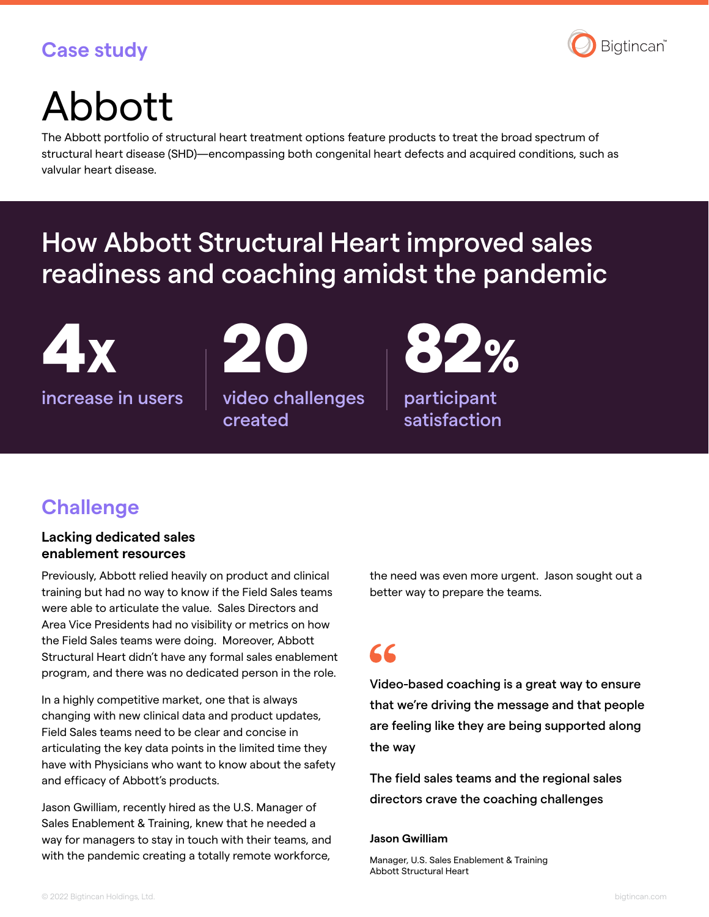Case study

Bigtincan

# Abbott

The Abbott portfolio of structural heart treatment options feature products to treat the broad spectrum of structural heart disease (SHD)—encompassing both congenital heart defects and acquired conditions, such as valvular heart disease.

## How Abbott Structural Heart improved sales readiness and coaching amidst the pandemic

**4x** increase in users

**20** video challenges created

**82%** participant satisfaction

## Challenge

### Lacking dedicated sales enablement resources

Previously, Abbott relied heavily on product and clinical training but had no way to know if the Field Sales teams were able to articulate the value. Sales Directors and Area Vice Presidents had no visibility or metrics on how the Field Sales teams were doing. Moreover, Abbott Structural Heart didn't have any formal sales enablement program, and there was no dedicated person in the role.

In a highly competitive market, one that is always changing with new clinical data and product updates, Field Sales teams need to be clear and concise in articulating the key data points in the limited time they have with Physicians who want to know about the safety and efficacy of Abbott's products.

Jason Gwilliam, recently hired as the U.S. Manager of Sales Enablement & Training, knew that he needed a way for managers to stay in touch with their teams, and with the pandemic creating a totally remote workforce, the need was even more urgent. Jason sought out a better way to prepare the teams.

> Video-based coaching is a great way to ensure that we're driving the message and that people are feeling like they are being supported along the way
>
> The field sales teams and the regional sales directors crave the coaching challenges
>
> **Jason Gwilliam**
>
> Manager, U.S. Sales Enablement & Training
> Abbott Structural Heart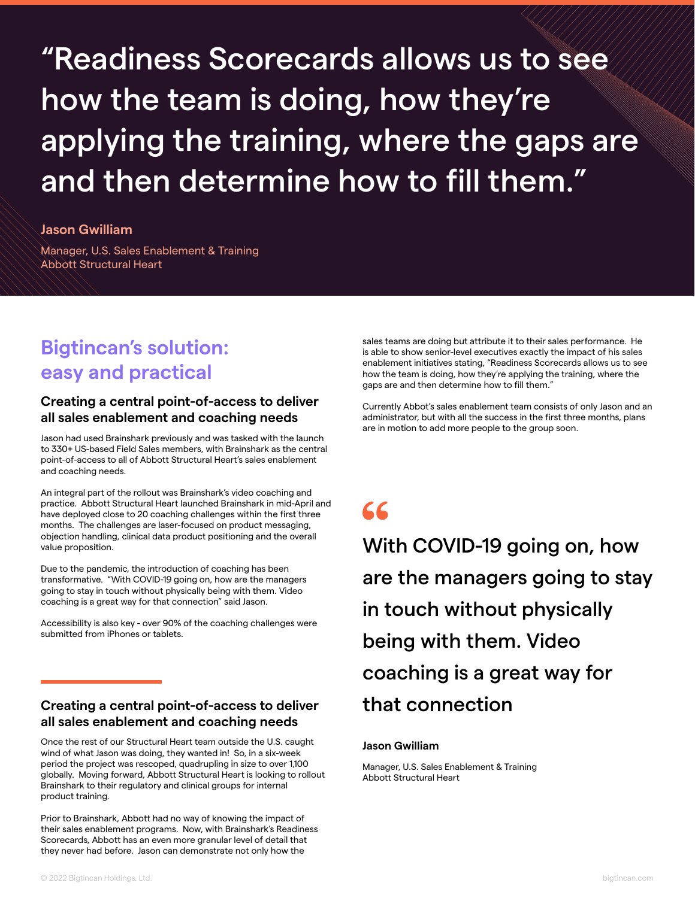> "Readiness Scorecards allows us to see how the team is doing, how they're applying the training, where the gaps are and then determine how to fill them."

**Jason Gwilliam**

Manager, U.S. Sales Enablement & Training
Abbott Structural Heart

## Bigtincan's solution: easy and practical

### Creating a central point-of-access to deliver all sales enablement and coaching needs

Jason had used Brainshark previously and was tasked with the launch to 330+ US-based Field Sales members, with Brainshark as the central point-of-access to all of Abbott Structural Heart's sales enablement and coaching needs.

An integral part of the rollout was Brainshark's video coaching and practice. Abbott Structural Heart launched Brainshark in mid-April and have deployed close to 20 coaching challenges within the first three months. The challenges are laser-focused on product messaging, objection handling, clinical data product positioning and the overall value proposition.

Due to the pandemic, the introduction of coaching has been transformative. "With COVID-19 going on, how are the managers going to stay in touch without physically being with them. Video coaching is a great way for that connection" said Jason.

Accessibility is also key - over 90% of the coaching challenges were submitted from iPhones or tablets.

### Creating a central point-of-access to deliver all sales enablement and coaching needs

Once the rest of our Structural Heart team outside the U.S. caught wind of what Jason was doing, they wanted in! So, in a six-week period the project was rescoped, quadrupling in size to over 1,100 globally. Moving forward, Abbott Structural Heart is looking to rollout Brainshark to their regulatory and clinical groups for internal product training.

Prior to Brainshark, Abbott had no way of knowing the impact of their sales enablement programs. Now, with Brainshark's Readiness Scorecards, Abbott has an even more granular level of detail that they never had before. Jason can demonstrate not only how the sales teams are doing but attribute it to their sales performance. He is able to show senior-level executives exactly the impact of his sales enablement initiatives stating, "Readiness Scorecards allows us to see how the team is doing, how they're applying the training, where the gaps are and then determine how to fill them."

Currently Abbot's sales enablement team consists of only Jason and an administrator, but with all the success in the first three months, plans are in motion to add more people to the group soon.

> "With COVID-19 going on, how are the managers going to stay in touch without physically being with them. Video coaching is a great way for that connection

**Jason Gwilliam**

Manager, U.S. Sales Enablement & Training
Abbott Structural Heart

© 2022 Bigtincan Holdings, Ltd.

bigtincan.com